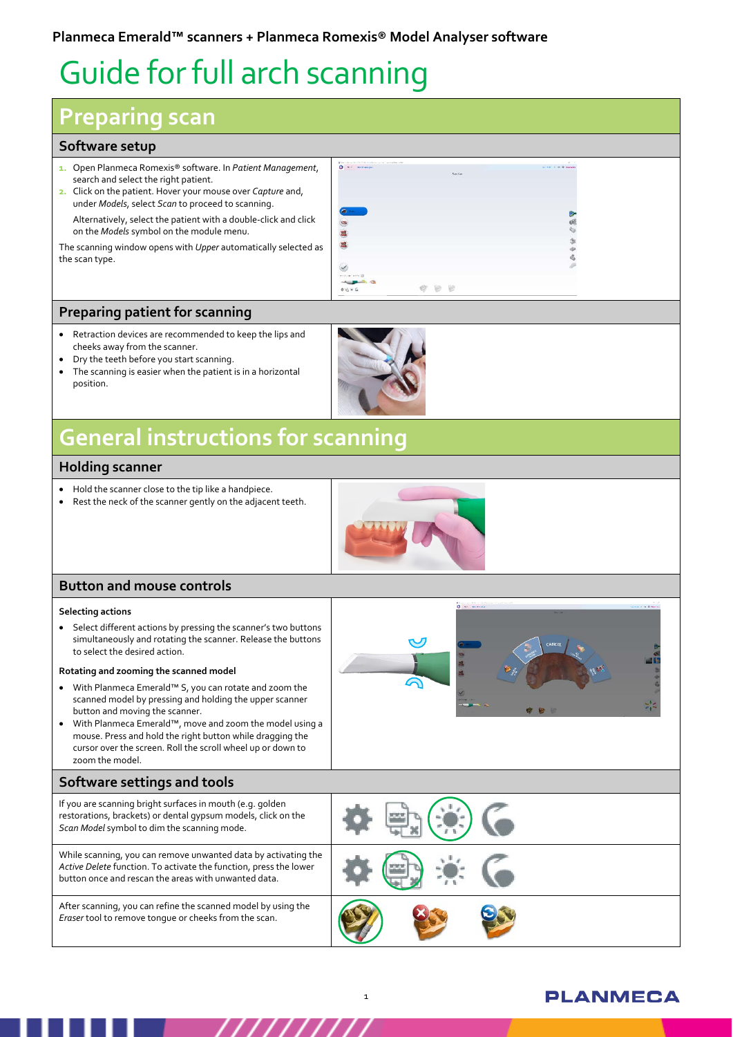**Planmeca Emerald™ scanners + Planmeca Romexis® Model Analyser software**

# Guide for full arch scanning

## Preparing scan

### Software setup

1. Open Planmeca Romexis® software. In *Patient Management*, search and select the right patient.
2. Click on the patient. Hover your mouse over *Capture* and, under *Models*, select *Scan* to proceed to scanning.

   Alternatively, select the patient with a double-click and click on the *Models* symbol on the module menu.

The scanning window opens with *Upper* automatically selected as the scan type.

### Preparing patient for scanning

- Retraction devices are recommended to keep the lips and cheeks away from the scanner.
- Dry the teeth before you start scanning.
- The scanning is easier when the patient is in a horizontal position.

## General instructions for scanning

### Holding scanner

- Hold the scanner close to the tip like a handpiece.
- Rest the neck of the scanner gently on the adjacent teeth.

### Button and mouse controls

**Selecting actions**

- Select different actions by pressing the scanner's two buttons simultaneously and rotating the scanner. Release the buttons to select the desired action.

**Rotating and zooming the scanned model**

- With Planmeca Emerald™ S, you can rotate and zoom the scanned model by pressing and holding the upper scanner button and moving the scanner.
- With Planmeca Emerald™, move and zoom the model using a mouse. Press and hold the right button while dragging the cursor over the screen. Roll the scroll wheel up or down to zoom the model.

### Software settings and tools

If you are scanning bright surfaces in mouth (e.g. golden restorations, brackets) or dental gypsum models, click on the *Scan Model* symbol to dim the scanning mode.

While scanning, you can remove unwanted data by activating the *Active Delete* function. To activate the function, press the lower button once and rescan the areas with unwanted data.

After scanning, you can refine the scanned model by using the *Eraser* tool to remove tongue or cheeks from the scan.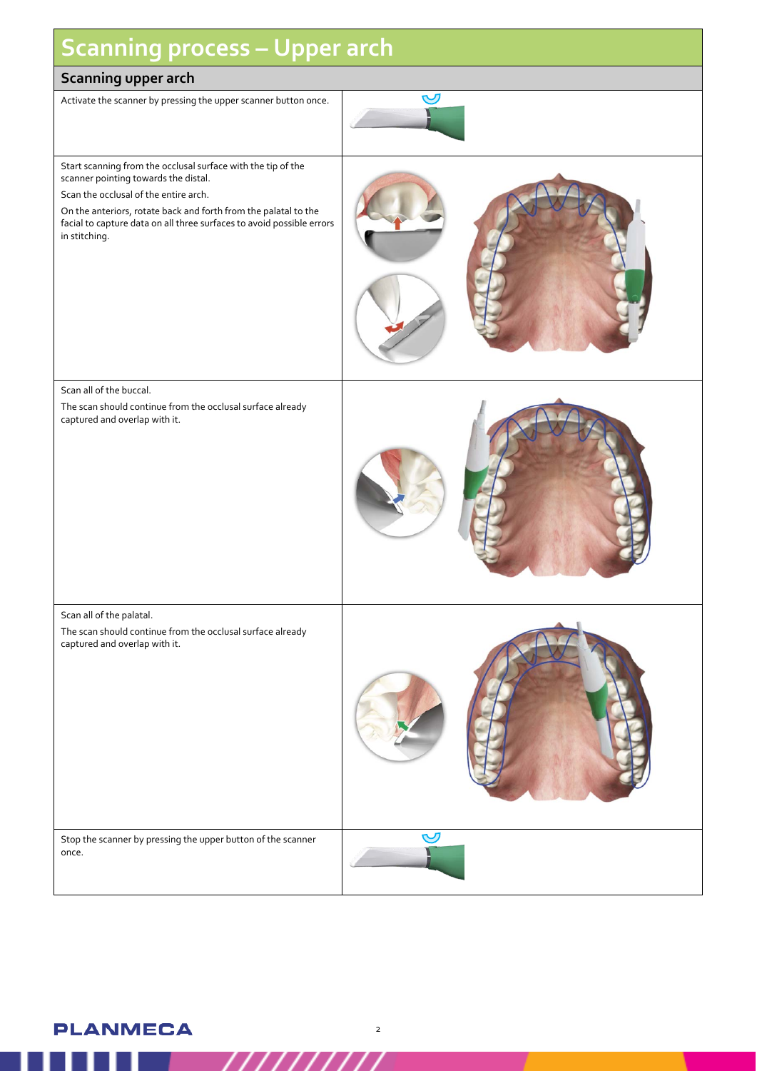# Scanning process – Upper arch

## Scanning upper arch

Activate the scanner by pressing the upper scanner button once.

Start scanning from the occlusal surface with the tip of the scanner pointing towards the distal.

Scan the occlusal of the entire arch.

On the anteriors, rotate back and forth from the palatal to the facial to capture data on all three surfaces to avoid possible errors in stitching.

Scan all of the buccal.

The scan should continue from the occlusal surface already captured and overlap with it.

Scan all of the palatal.

The scan should continue from the occlusal surface already captured and overlap with it.

Stop the scanner by pressing the upper button of the scanner once.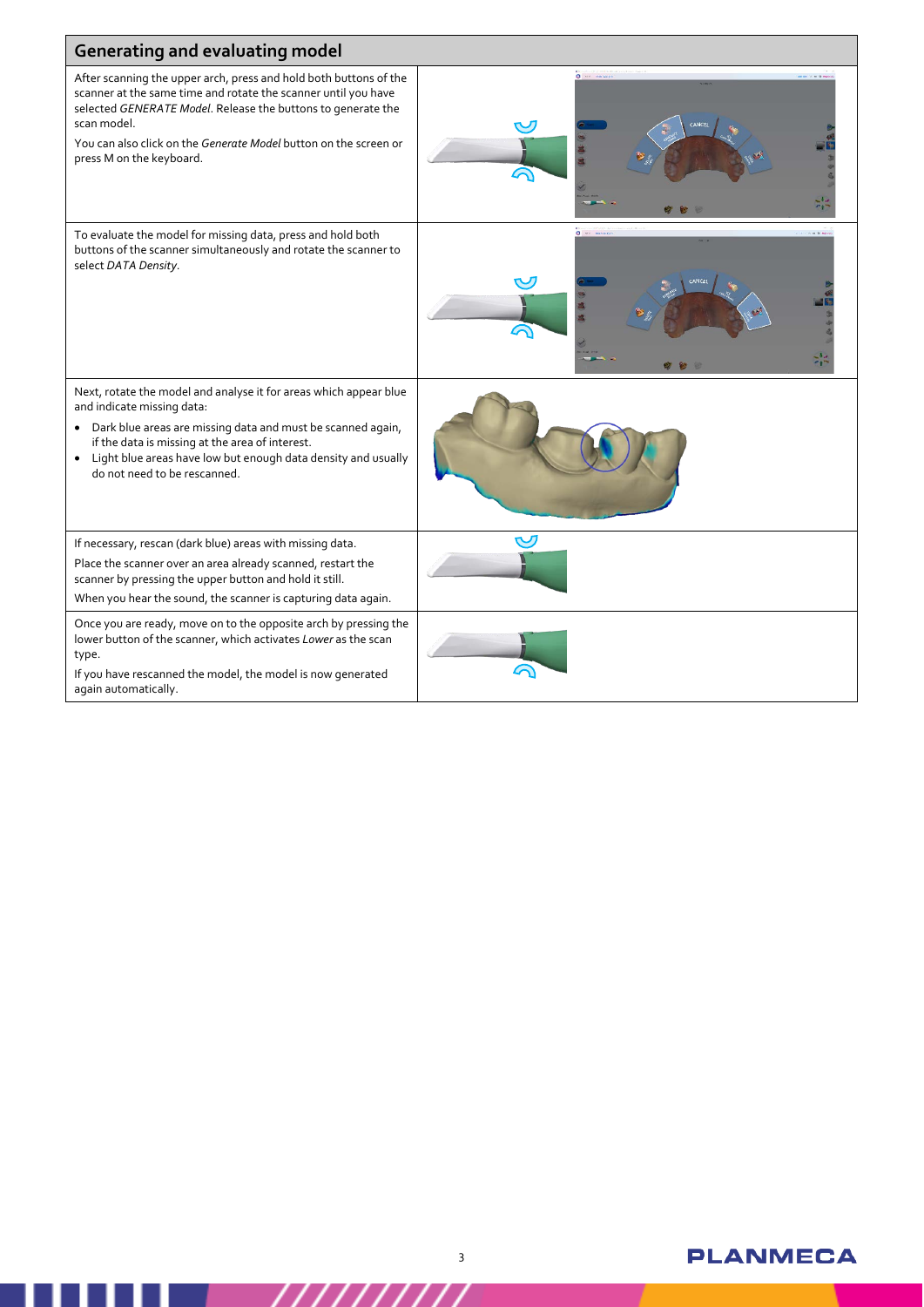## Generating and evaluating model

After scanning the upper arch, press and hold both buttons of the scanner at the same time and rotate the scanner until you have selected *GENERATE Model*. Release the buttons to generate the scan model.

You can also click on the *Generate Model* button on the screen or press M on the keyboard.

To evaluate the model for missing data, press and hold both buttons of the scanner simultaneously and rotate the scanner to select *DATA Density*.

Next, rotate the model and analyse it for areas which appear blue and indicate missing data:

- Dark blue areas are missing data and must be scanned again, if the data is missing at the area of interest.
- Light blue areas have low but enough data density and usually do not need to be rescanned.

If necessary, rescan (dark blue) areas with missing data.

Place the scanner over an area already scanned, restart the scanner by pressing the upper button and hold it still.

When you hear the sound, the scanner is capturing data again.

Once you are ready, move on to the opposite arch by pressing the lower button of the scanner, which activates *Lower* as the scan type.

If you have rescanned the model, the model is now generated again automatically.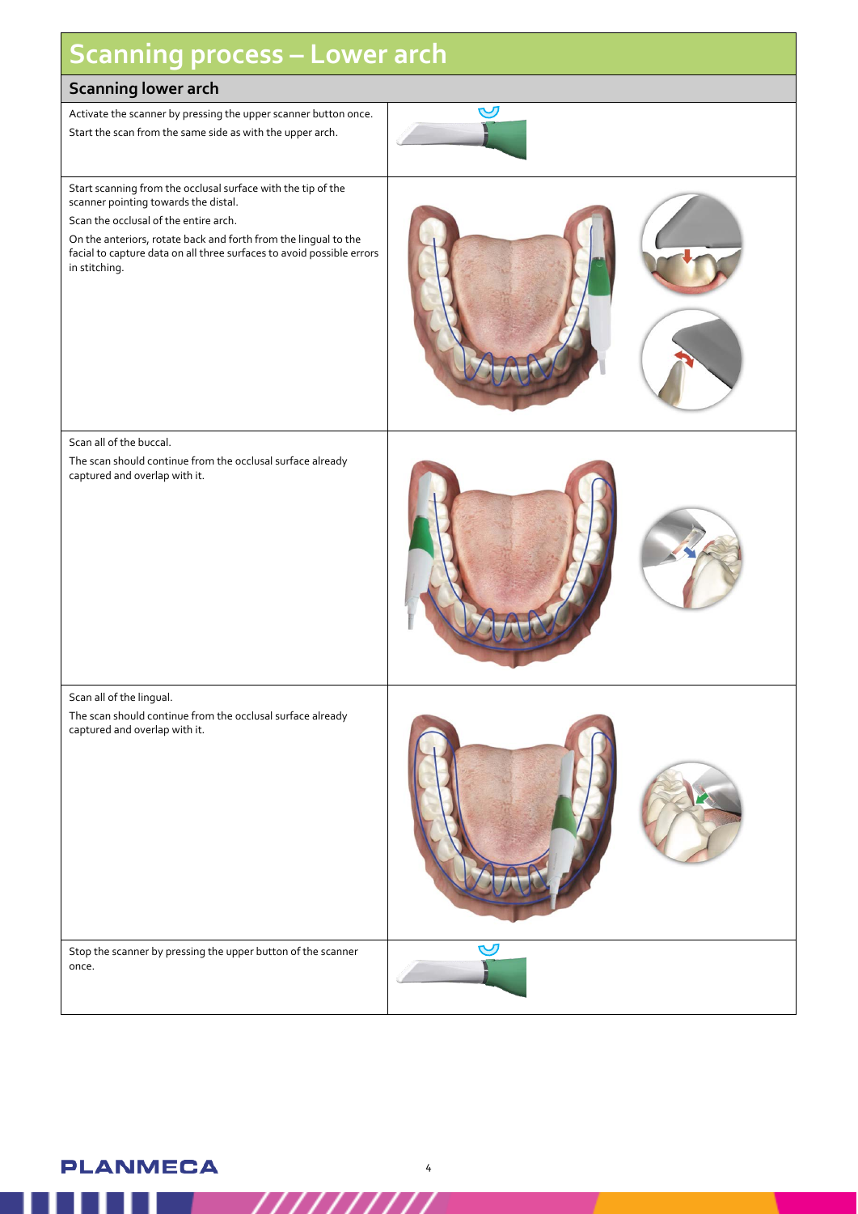# Scanning process – Lower arch

## Scanning lower arch

Activate the scanner by pressing the upper scanner button once.

Start the scan from the same side as with the upper arch.

Start scanning from the occlusal surface with the tip of the scanner pointing towards the distal.

Scan the occlusal of the entire arch.

On the anteriors, rotate back and forth from the lingual to the facial to capture data on all three surfaces to avoid possible errors in stitching.

Scan all of the buccal.

The scan should continue from the occlusal surface already captured and overlap with it.

Scan all of the lingual.

The scan should continue from the occlusal surface already captured and overlap with it.

Stop the scanner by pressing the upper button of the scanner once.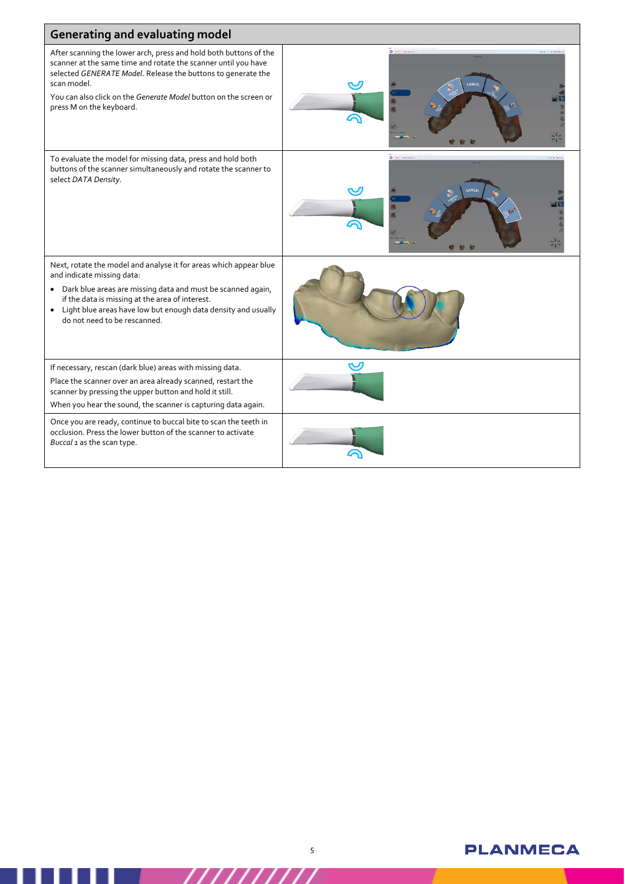## Generating and evaluating model

After scanning the lower arch, press and hold both buttons of the scanner at the same time and rotate the scanner until you have selected *GENERATE Model*. Release the buttons to generate the scan model.

You can also click on the *Generate Model* button on the screen or press M on the keyboard.

To evaluate the model for missing data, press and hold both buttons of the scanner simultaneously and rotate the scanner to select *DATA Density*.

Next, rotate the model and analyse it for areas which appear blue and indicate missing data:

- Dark blue areas are missing data and must be scanned again, if the data is missing at the area of interest.
- Light blue areas have low but enough data density and usually do not need to be rescanned.

If necessary, rescan (dark blue) areas with missing data.

Place the scanner over an area already scanned, restart the scanner by pressing the upper button and hold it still.

When you hear the sound, the scanner is capturing data again.

Once you are ready, continue to buccal bite to scan the teeth in occlusion. Press the lower button of the scanner to activate *Buccal 1* as the scan type.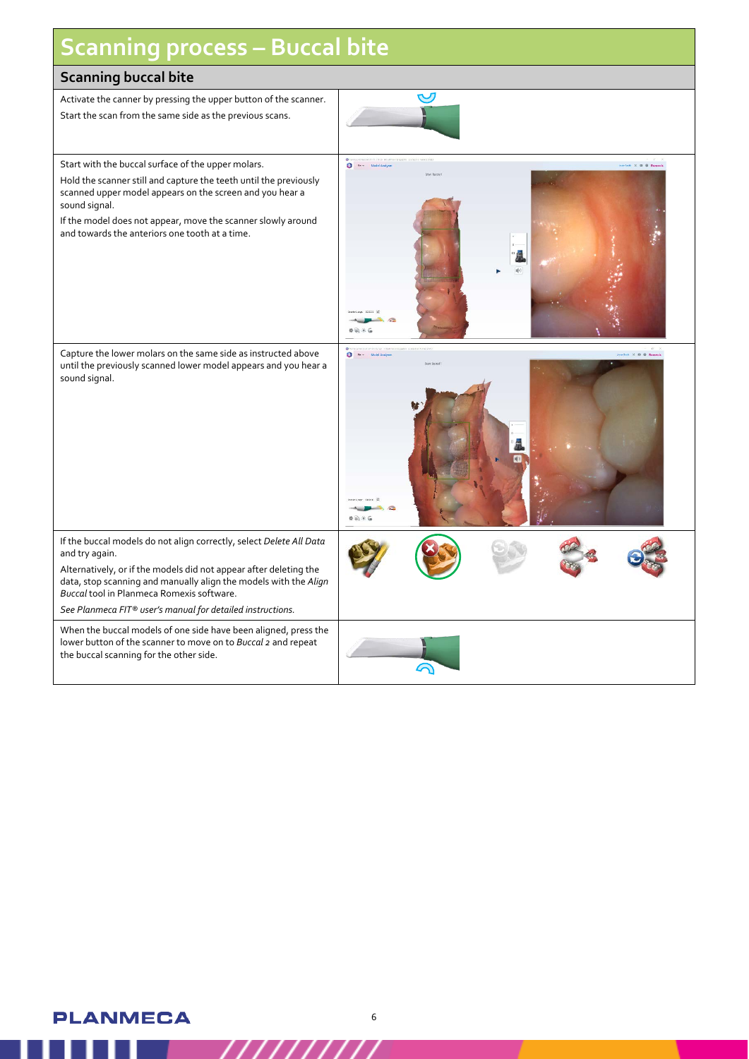# Scanning process – Buccal bite

## Scanning buccal bite

Activate the canner by pressing the upper button of the scanner.

Start the scan from the same side as the previous scans.

Start with the buccal surface of the upper molars.

Hold the scanner still and capture the teeth until the previously scanned upper model appears on the screen and you hear a sound signal.

If the model does not appear, move the scanner slowly around and towards the anteriors one tooth at a time.

Capture the lower molars on the same side as instructed above until the previously scanned lower model appears and you hear a sound signal.

If the buccal models do not align correctly, select *Delete All Data* and try again.

Alternatively, or if the models did not appear after deleting the data, stop scanning and manually align the models with the *Align Buccal* tool in Planmeca Romexis software.

*See Planmeca FIT® user's manual for detailed instructions.*

When the buccal models of one side have been aligned, press the lower button of the scanner to move on to *Buccal 2* and repeat the buccal scanning for the other side.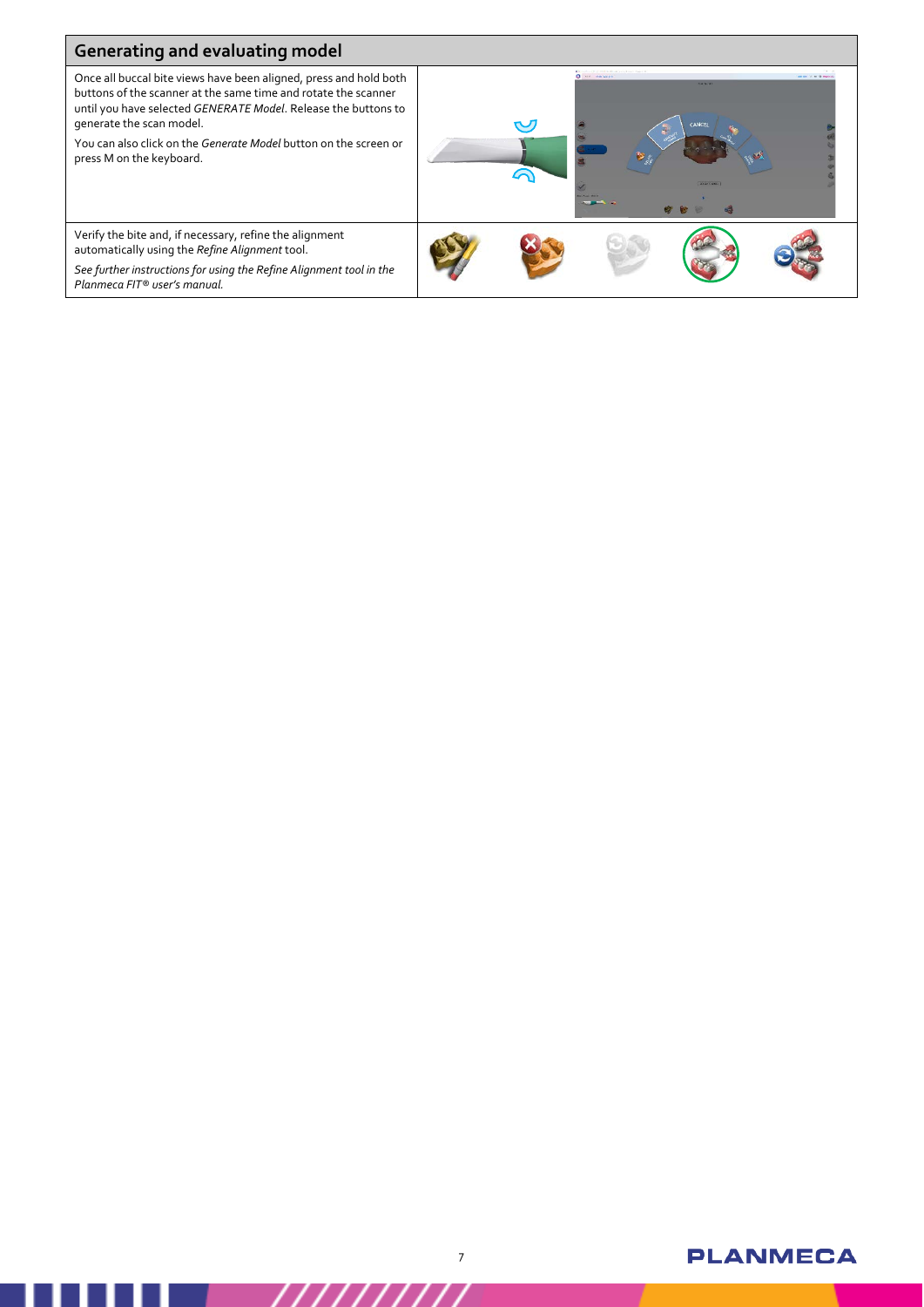## Generating and evaluating model

Once all buccal bite views have been aligned, press and hold both buttons of the scanner at the same time and rotate the scanner until you have selected *GENERATE Model*. Release the buttons to generate the scan model.

You can also click on the *Generate Model* button on the screen or press M on the keyboard.

Verify the bite and, if necessary, refine the alignment automatically using the *Refine Alignment* tool.

*See further instructions for using the Refine Alignment tool in the Planmeca FIT® user's manual.*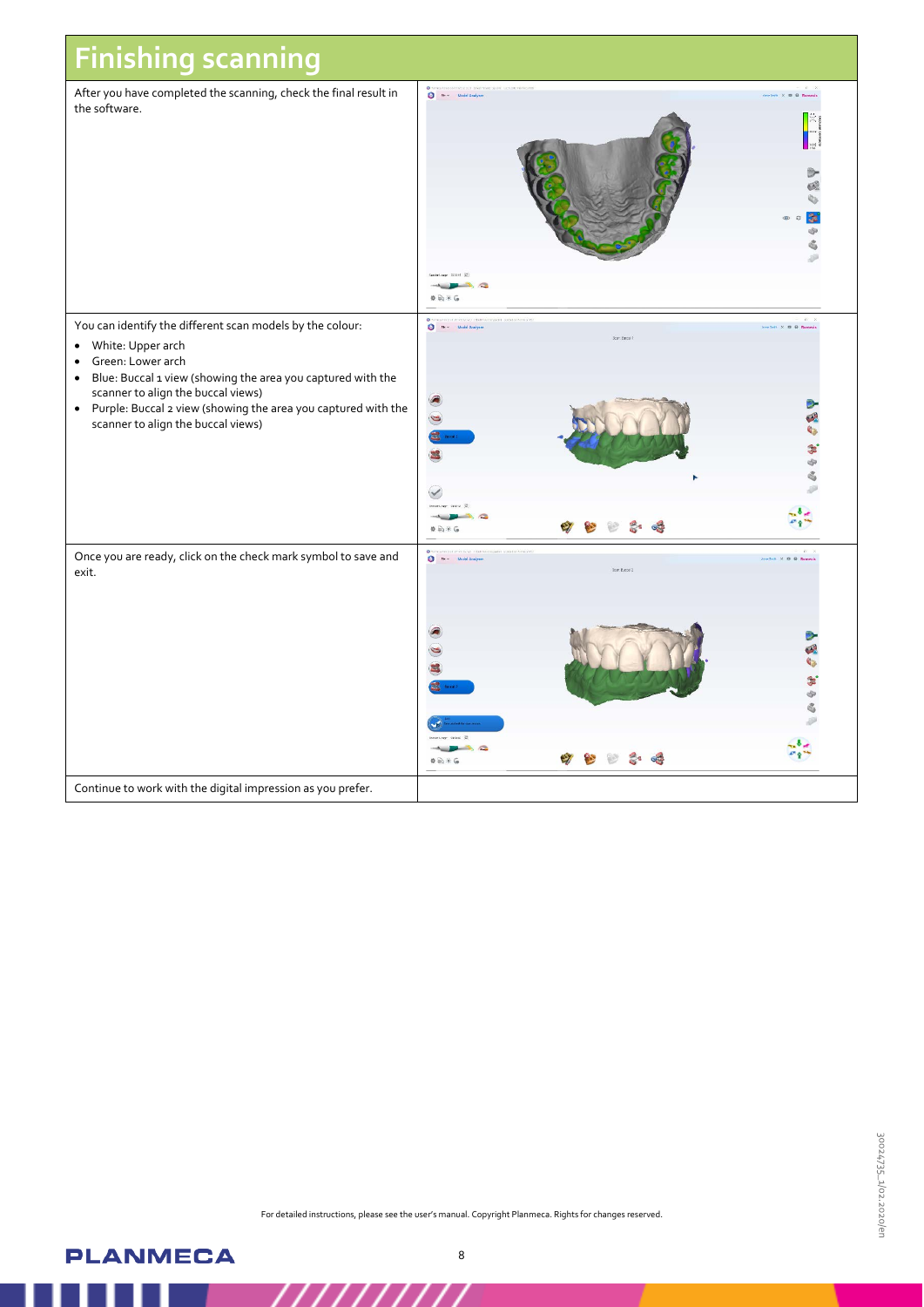# Finishing scanning

After you have completed the scanning, check the final result in the software.

You can identify the different scan models by the colour:

- White: Upper arch
- Green: Lower arch
- Blue: Buccal 1 view (showing the area you captured with the scanner to align the buccal views)
- Purple: Buccal 2 view (showing the area you captured with the scanner to align the buccal views)

Once you are ready, click on the check mark symbol to save and exit.

Continue to work with the digital impression as you prefer.

For detailed instructions, please see the user's manual. Copyright Planmeca. Rights for changes reserved.

30024735_1/02.2020/en